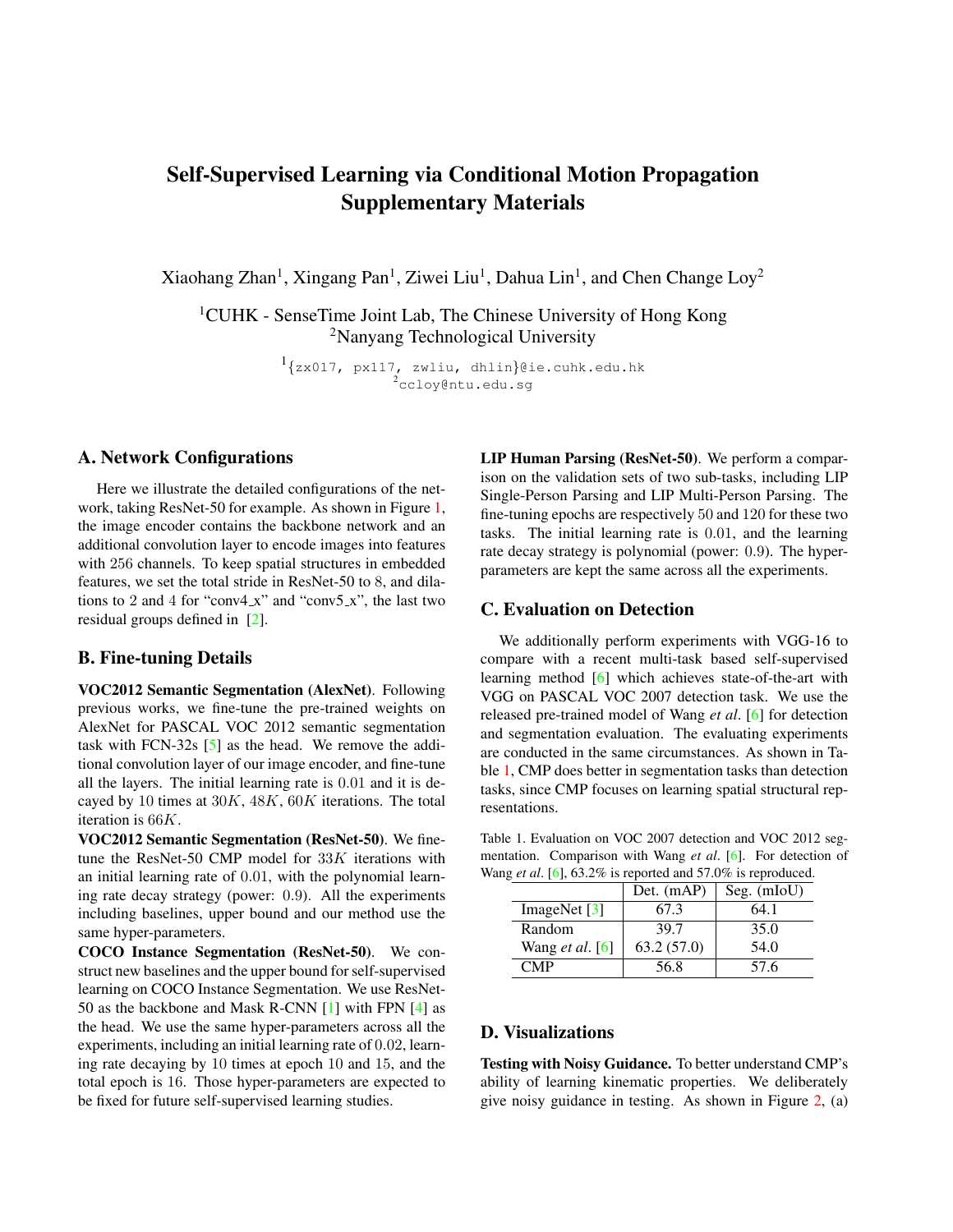# Self-Supervised Learning via Conditional Motion Propagation Supplementary Materials

Xiaohang Zhan[1], Xingang Pan[1], Ziwei Liu[1], Dahua Lin[1], and Chen Change Loy[2]

[1]CUHK - SenseTime Joint Lab, The Chinese University of Hong Kong
[2]Nanyang Technological University

[1]{zx017, px117, zwliu, dhlin}@ie.cuhk.edu.hk
[2]ccloy@ntu.edu.sg

## A. Network Configurations

Here we illustrate the detailed configurations of the network, taking ResNet-50 for example. As shown in Figure 1, the image encoder contains the backbone network and an additional convolution layer to encode images into features with 256 channels. To keep spatial structures in embedded features, we set the total stride in ResNet-50 to 8, and dilations to 2 and 4 for "conv4_x" and "conv5_x", the last two residual groups defined in [2].

## B. Fine-tuning Details

**VOC2012 Semantic Segmentation (AlexNet)**. Following previous works, we fine-tune the pre-trained weights on AlexNet for PASCAL VOC 2012 semantic segmentation task with FCN-32s [5] as the head. We remove the additional convolution layer of our image encoder, and fine-tune all the layers. The initial learning rate is 0.01 and it is decayed by 10 times at $30K$, $48K$, $60K$ iterations. The total iteration is $66K$.

**VOC2012 Semantic Segmentation (ResNet-50)**. We fine-tune the ResNet-50 CMP model for $33K$ iterations with an initial learning rate of 0.01, with the polynomial learning rate decay strategy (power: 0.9). All the experiments including baselines, upper bound and our method use the same hyper-parameters.

**COCO Instance Segmentation (ResNet-50)**. We construct new baselines and the upper bound for self-supervised learning on COCO Instance Segmentation. We use ResNet-50 as the backbone and Mask R-CNN [1] with FPN [4] as the head. We use the same hyper-parameters across all the experiments, including an initial learning rate of 0.02, learning rate decaying by 10 times at epoch 10 and 15, and the total epoch is 16. Those hyper-parameters are expected to be fixed for future self-supervised learning studies.

**LIP Human Parsing (ResNet-50)**. We perform a comparison on the validation sets of two sub-tasks, including LIP Single-Person Parsing and LIP Multi-Person Parsing. The fine-tuning epochs are respectively 50 and 120 for these two tasks. The initial learning rate is 0.01, and the learning rate decay strategy is polynomial (power: 0.9). The hyper-parameters are kept the same across all the experiments.

## C. Evaluation on Detection

We additionally perform experiments with VGG-16 to compare with a recent multi-task based self-supervised learning method [6] which achieves state-of-the-art with VGG on PASCAL VOC 2007 detection task. We use the released pre-trained model of Wang *et al*. [6] for detection and segmentation evaluation. The evaluating experiments are conducted in the same circumstances. As shown in Table 1, CMP does better in segmentation tasks than detection tasks, since CMP focuses on learning spatial structural representations.

Table 1. Evaluation on VOC 2007 detection and VOC 2012 segmentation. Comparison with Wang *et al*. [6]. For detection of Wang *et al*. [6], 63.2% is reported and 57.0% is reproduced.

| | Det. (mAP) | Seg. (mIoU) |
|---|---|---|
| ImageNet [3] | 67.3 | 64.1 |
| Random | 39.7 | 35.0 |
| Wang *et al*. [6] | 63.2 (57.0) | 54.0 |
| CMP | 56.8 | 57.6 |

## D. Visualizations

**Testing with Noisy Guidance.** To better understand CMP's ability of learning kinematic properties. We deliberately give noisy guidance in testing. As shown in Figure 2, (a)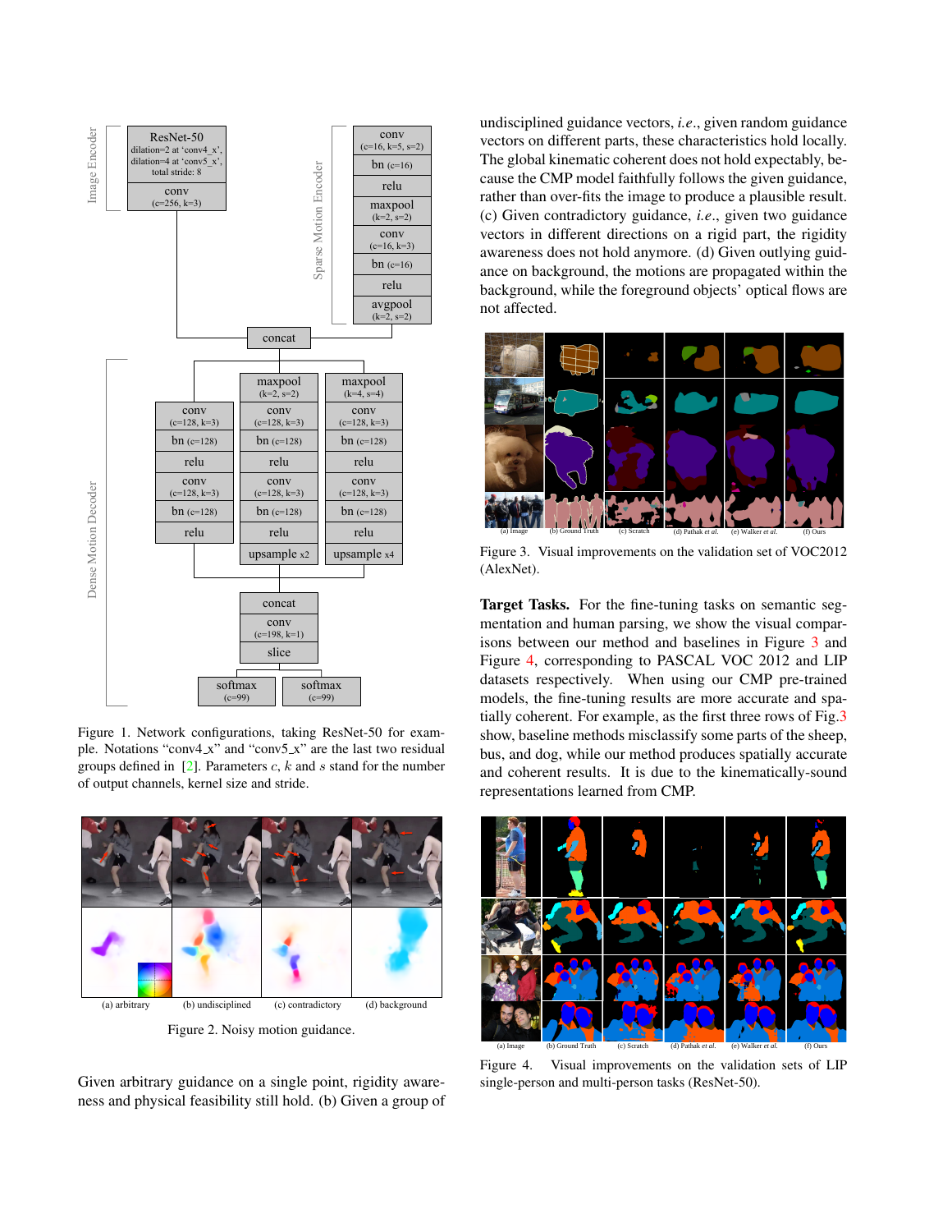Figure 1. Network configurations, taking ResNet-50 for example. Notations "conv4_x" and "conv5_x" are the last two residual groups defined in [2]. Parameters $c$, $k$ and $s$ stand for the number of output channels, kernel size and stride.

Figure 2. Noisy motion guidance.

Given arbitrary guidance on a single point, rigidity awareness and physical feasibility still hold. (b) Given a group of undisciplined guidance vectors, *i.e*., given random guidance vectors on different parts, these characteristics hold locally. The global kinematic coherent does not hold expectably, because the CMP model faithfully follows the given guidance, rather than over-fits the image to produce a plausible result. (c) Given contradictory guidance, *i.e*., given two guidance vectors in different directions on a rigid part, the rigidity awareness does not hold anymore. (d) Given outlying guidance on background, the motions are propagated within the background, while the foreground objects' optical flows are not affected.

Figure 3. Visual improvements on the validation set of VOC2012 (AlexNet).

**Target Tasks.** For the fine-tuning tasks on semantic segmentation and human parsing, we show the visual comparisons between our method and baselines in Figure 3 and Figure 4, corresponding to PASCAL VOC 2012 and LIP datasets respectively. When using our CMP pre-trained models, the fine-tuning results are more accurate and spatially coherent. For example, as the first three rows of Fig.3 show, baseline methods misclassify some parts of the sheep, bus, and dog, while our method produces spatially accurate and coherent results. It is due to the kinematically-sound representations learned from CMP.

Figure 4. Visual improvements on the validation sets of LIP single-person and multi-person tasks (ResNet-50).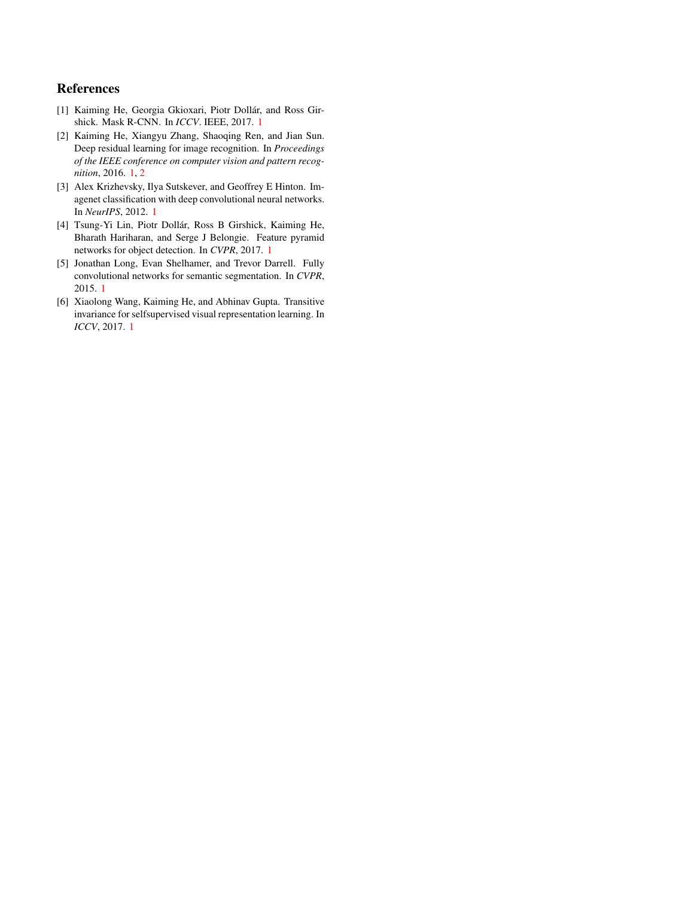## References

[1] Kaiming He, Georgia Gkioxari, Piotr Dollár, and Ross Girshick. Mask R-CNN. In *ICCV*. IEEE, 2017. 1

[2] Kaiming He, Xiangyu Zhang, Shaoqing Ren, and Jian Sun. Deep residual learning for image recognition. In *Proceedings of the IEEE conference on computer vision and pattern recognition*, 2016. 1, 2

[3] Alex Krizhevsky, Ilya Sutskever, and Geoffrey E Hinton. Imagenet classification with deep convolutional neural networks. In *NeurIPS*, 2012. 1

[4] Tsung-Yi Lin, Piotr Dollár, Ross B Girshick, Kaiming He, Bharath Hariharan, and Serge J Belongie. Feature pyramid networks for object detection. In *CVPR*, 2017. 1

[5] Jonathan Long, Evan Shelhamer, and Trevor Darrell. Fully convolutional networks for semantic segmentation. In *CVPR*, 2015. 1

[6] Xiaolong Wang, Kaiming He, and Abhinav Gupta. Transitive invariance for selfsupervised visual representation learning. In *ICCV*, 2017. 1